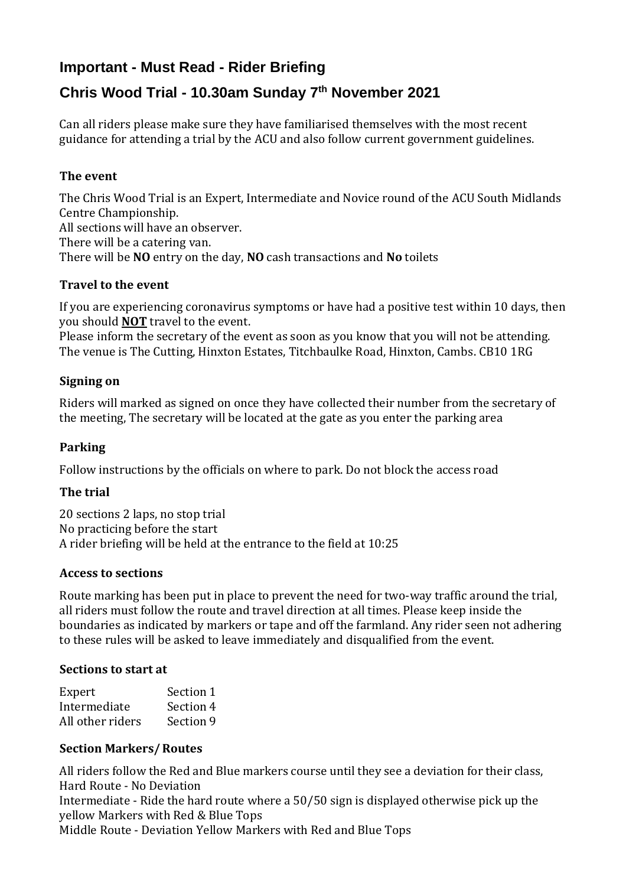## Important - Must Read - Rider Briefing

## Chris Wood Trial - 10.30am Sunday 7th November 2021

Can all riders please make sure they have familiarised themselves with the most recent guidance for attending a trial by the ACU and also follow current government guidelines.

### The event

The Chris Wood Trial is an Expert, Intermediate and Novice round of the ACU South Midlands Centre Championship.
All sections will have an observer.
There will be a catering van.
There will be **NO** entry on the day, **NO** cash transactions and **No** toilets

### Travel to the event

If you are experiencing coronavirus symptoms or have had a positive test within 10 days, then you should **NOT** travel to the event.
Please inform the secretary of the event as soon as you know that you will not be attending.
The venue is The Cutting, Hinxton Estates, Titchbaulke Road, Hinxton, Cambs. CB10 1RG

### Signing on

Riders will marked as signed on once they have collected their number from the secretary of the meeting, The secretary will be located at the gate as you enter the parking area

### Parking

Follow instructions by the officials on where to park. Do not block the access road

### The trial

20 sections 2 laps, no stop trial
No practicing before the start
A rider briefing will be held at the entrance to the field at 10:25

### Access to sections

Route marking has been put in place to prevent the need for two-way traffic around the trial, all riders must follow the route and travel direction at all times. Please keep inside the boundaries as indicated by markers or tape and off the farmland. Any rider seen not adhering to these rules will be asked to leave immediately and disqualified from the event.

### Sections to start at

| | |
|---|---|
| Expert | Section 1 |
| Intermediate | Section 4 |
| All other riders | Section 9 |

### Section Markers/ Routes

All riders follow the Red and Blue markers course until they see a deviation for their class,
Hard Route - No Deviation
Intermediate - Ride the hard route where a 50/50 sign is displayed otherwise pick up the yellow Markers with Red & Blue Tops
Middle Route - Deviation Yellow Markers with Red and Blue Tops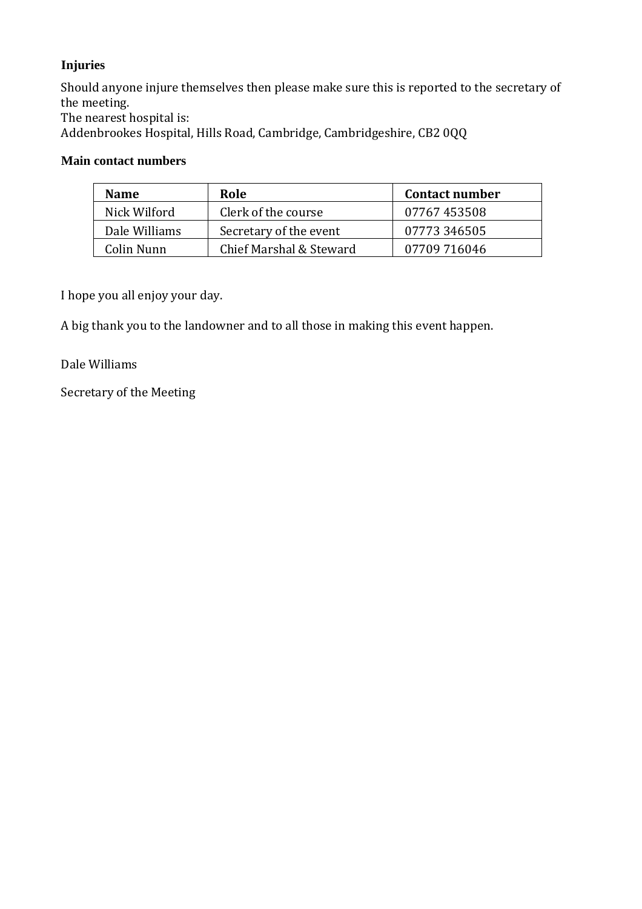### Injuries

Should anyone injure themselves then please make sure this is reported to the secretary of the meeting.
The nearest hospital is:
Addenbrookes Hospital, Hills Road, Cambridge, Cambridgeshire, CB2 0QQ

### Main contact numbers

| Name | Role | Contact number |
|---|---|---|
| Nick Wilford | Clerk of the course | 07767 453508 |
| Dale Williams | Secretary of the event | 07773 346505 |
| Colin Nunn | Chief Marshal & Steward | 07709 716046 |

I hope you all enjoy your day.

A big thank you to the landowner and to all those in making this event happen.

Dale Williams

Secretary of the Meeting